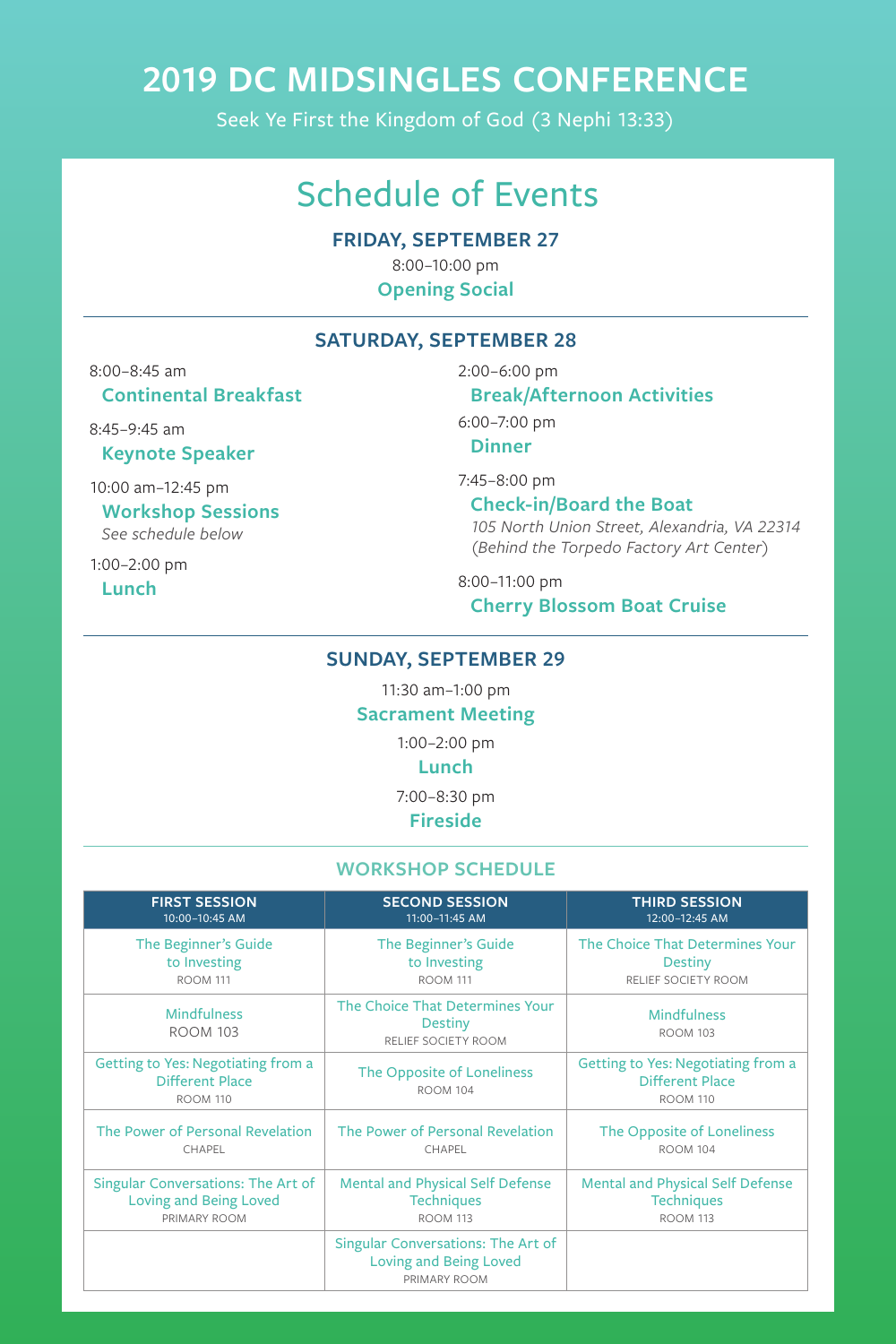# 2019 DC MIDSINGLES CONFERENCE

Seek Ye First the Kingdom of God (3 Nephi 13:33)

## Schedule of Events

### FRIDAY, SEPTEMBER 27

8:00–10:00 pm
**Opening Social**

### SATURDAY, SEPTEMBER 28

8:00–8:45 am
**Continental Breakfast**

8:45–9:45 am
**Keynote Speaker**

10:00 am–12:45 pm
**Workshop Sessions**
*See schedule below*

1:00–2:00 pm
**Lunch**

2:00–6:00 pm
**Break/Afternoon Activities**

6:00–7:00 pm
**Dinner**

7:45–8:00 pm
**Check-in/Board the Boat**
*105 North Union Street, Alexandria, VA 22314*
*(Behind the Torpedo Factory Art Center)*

8:00–11:00 pm
**Cherry Blossom Boat Cruise**

### SUNDAY, SEPTEMBER 29

11:30 am–1:00 pm
**Sacrament Meeting**

1:00–2:00 pm
**Lunch**

7:00–8:30 pm
**Fireside**

### WORKSHOP SCHEDULE

| FIRST SESSION 10:00–10:45 AM | SECOND SESSION 11:00–11:45 AM | THIRD SESSION 12:00–12:45 AM |
|---|---|---|
| The Beginner's Guide to Investing ROOM 111 | The Beginner's Guide to Investing ROOM 111 | The Choice That Determines Your Destiny RELIEF SOCIETY ROOM |
| Mindfulness ROOM 103 | The Choice That Determines Your Destiny RELIEF SOCIETY ROOM | Mindfulness ROOM 103 |
| Getting to Yes: Negotiating from a Different Place ROOM 110 | The Opposite of Loneliness ROOM 104 | Getting to Yes: Negotiating from a Different Place ROOM 110 |
| The Power of Personal Revelation CHAPEL | The Power of Personal Revelation CHAPEL | The Opposite of Loneliness ROOM 104 |
| Singular Conversations: The Art of Loving and Being Loved PRIMARY ROOM | Mental and Physical Self Defense Techniques ROOM 113 | Mental and Physical Self Defense Techniques ROOM 113 |
| | Singular Conversations: The Art of Loving and Being Loved PRIMARY ROOM | |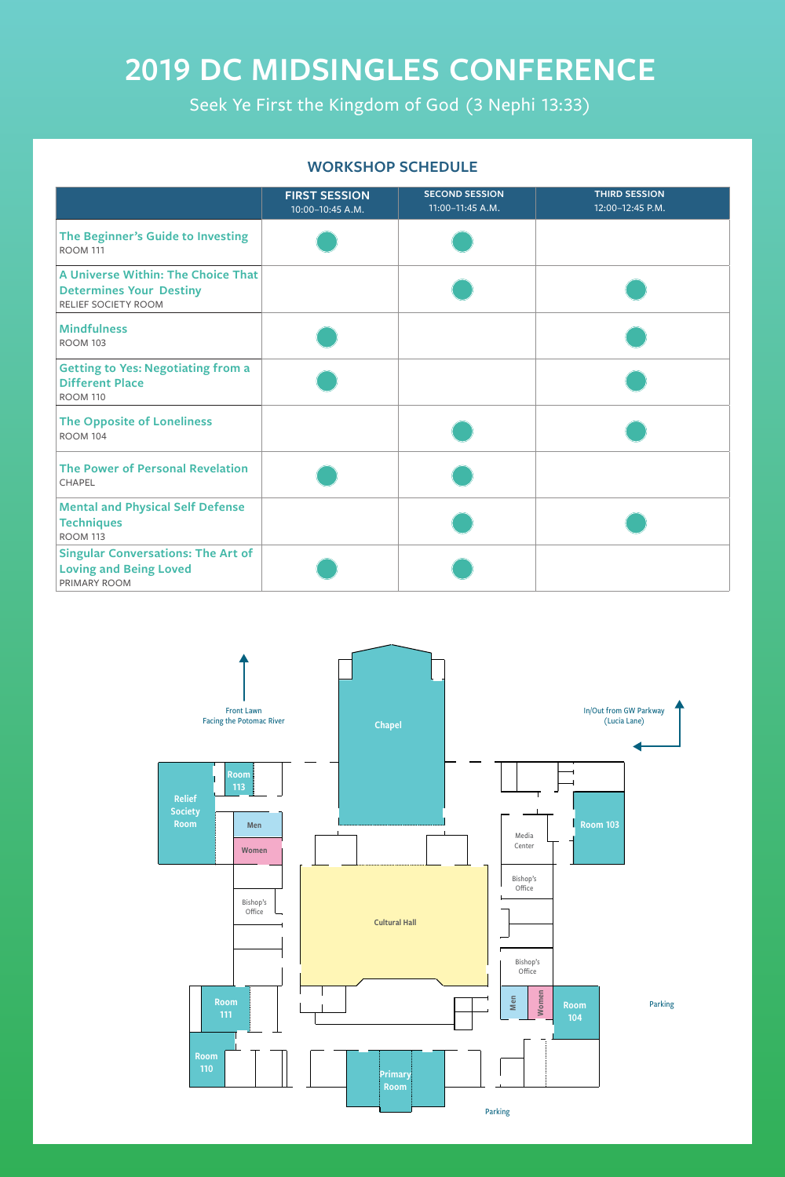# 2019 DC MIDSINGLES CONFERENCE

Seek Ye First the Kingdom of God (3 Nephi 13:33)

## WORKSHOP SCHEDULE

| | FIRST SESSION 10:00–10:45 A.M. | SECOND SESSION 11:00–11:45 A.M. | THIRD SESSION 12:00–12:45 P.M. |
|---|---|---|---|
| **The Beginner's Guide to Investing** ROOM 111 | ● | ● | |
| **A Universe Within: The Choice That Determines Your Destiny** RELIEF SOCIETY ROOM | | ● | ● |
| **Mindfulness** ROOM 103 | ● | | ● |
| **Getting to Yes: Negotiating from a Different Place** ROOM 110 | ● | | ● |
| **The Opposite of Loneliness** ROOM 104 | | ● | ● |
| **The Power of Personal Revelation** CHAPEL | ● | ● | |
| **Mental and Physical Self Defense Techniques** ROOM 113 | | ● | ● |
| **Singular Conversations: The Art of Loving and Being Loved** PRIMARY ROOM | ● | ● | |

Front Lawn
Facing the Potomac River

In/Out from GW Parkway
(Lucia Lane)

Chapel

Room 113

Relief Society Room

Men

Women

Room 103

Media Center

Bishop's Office

Cultural Hall

Bishop's Office

Bishop's Office

Men

Women

Room 104

Parking

Room 111

Room 110

Primary Room

Parking